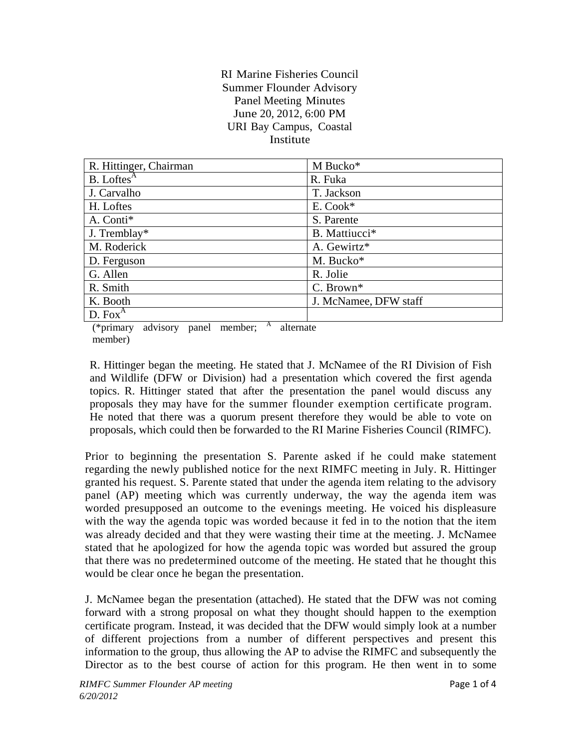RI Marine Fisheries Council
Summer Flounder Advisory
Panel Meeting Minutes
June 20, 2012, 6:00 PM
URI Bay Campus, Coastal
Institute

| | |
|---|---|
| R. Hittinger, Chairman | M Bucko* |
| B. Loftes[A] | R. Fuka |
| J. Carvalho | T. Jackson |
| H. Loftes | E. Cook* |
| A. Conti* | S. Parente |
| J. Tremblay* | B. Mattiucci* |
| M. Roderick | A. Gewirtz* |
| D. Ferguson | M. Bucko* |
| G. Allen | R. Jolie |
| R. Smith | C. Brown* |
| K. Booth | J. McNamee, DFW staff |
| D. Fox[A] | |

(*primary advisory panel member; [A] alternate member)

R. Hittinger began the meeting. He stated that J. McNamee of the RI Division of Fish and Wildlife (DFW or Division) had a presentation which covered the first agenda topics. R. Hittinger stated that after the presentation the panel would discuss any proposals they may have for the summer flounder exemption certificate program. He noted that there was a quorum present therefore they would be able to vote on proposals, which could then be forwarded to the RI Marine Fisheries Council (RIMFC).

Prior to beginning the presentation S. Parente asked if he could make statement regarding the newly published notice for the next RIMFC meeting in July. R. Hittinger granted his request. S. Parente stated that under the agenda item relating to the advisory panel (AP) meeting which was currently underway, the way the agenda item was worded presupposed an outcome to the evenings meeting. He voiced his displeasure with the way the agenda topic was worded because it fed in to the notion that the item was already decided and that they were wasting their time at the meeting. J. McNamee stated that he apologized for how the agenda topic was worded but assured the group that there was no predetermined outcome of the meeting. He stated that he thought this would be clear once he began the presentation.

J. McNamee began the presentation (attached). He stated that the DFW was not coming forward with a strong proposal on what they thought should happen to the exemption certificate program. Instead, it was decided that the DFW would simply look at a number of different projections from a number of different perspectives and present this information to the group, thus allowing the AP to advise the RIMFC and subsequently the Director as to the best course of action for this program. He then went in to some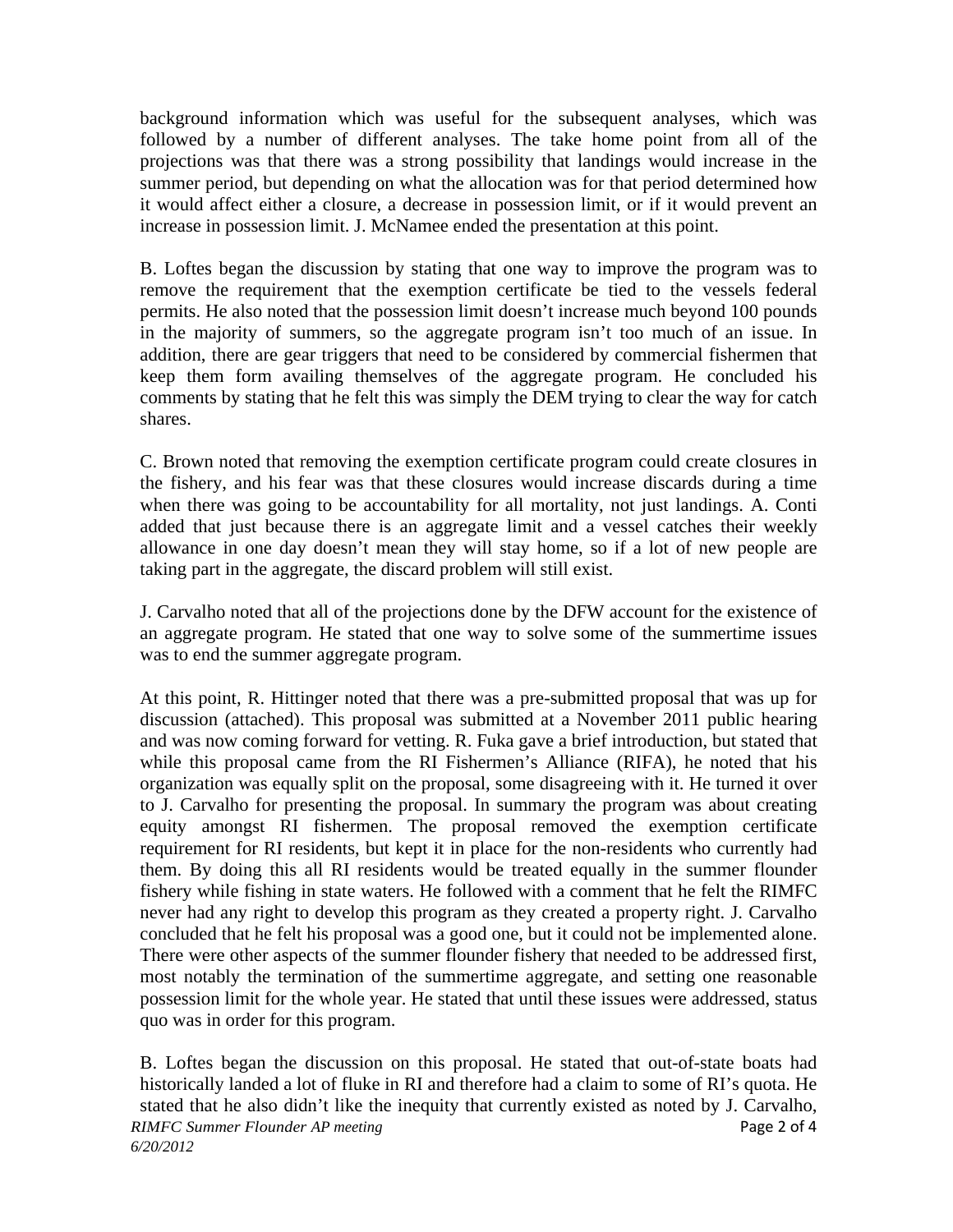background information which was useful for the subsequent analyses, which was followed by a number of different analyses. The take home point from all of the projections was that there was a strong possibility that landings would increase in the summer period, but depending on what the allocation was for that period determined how it would affect either a closure, a decrease in possession limit, or if it would prevent an increase in possession limit. J. McNamee ended the presentation at this point.

B. Loftes began the discussion by stating that one way to improve the program was to remove the requirement that the exemption certificate be tied to the vessels federal permits. He also noted that the possession limit doesn't increase much beyond 100 pounds in the majority of summers, so the aggregate program isn't too much of an issue. In addition, there are gear triggers that need to be considered by commercial fishermen that keep them form availing themselves of the aggregate program. He concluded his comments by stating that he felt this was simply the DEM trying to clear the way for catch shares.

C. Brown noted that removing the exemption certificate program could create closures in the fishery, and his fear was that these closures would increase discards during a time when there was going to be accountability for all mortality, not just landings. A. Conti added that just because there is an aggregate limit and a vessel catches their weekly allowance in one day doesn't mean they will stay home, so if a lot of new people are taking part in the aggregate, the discard problem will still exist.

J. Carvalho noted that all of the projections done by the DFW account for the existence of an aggregate program. He stated that one way to solve some of the summertime issues was to end the summer aggregate program.

At this point, R. Hittinger noted that there was a pre-submitted proposal that was up for discussion (attached). This proposal was submitted at a November 2011 public hearing and was now coming forward for vetting. R. Fuka gave a brief introduction, but stated that while this proposal came from the RI Fishermen's Alliance (RIFA), he noted that his organization was equally split on the proposal, some disagreeing with it. He turned it over to J. Carvalho for presenting the proposal. In summary the program was about creating equity amongst RI fishermen. The proposal removed the exemption certificate requirement for RI residents, but kept it in place for the non-residents who currently had them. By doing this all RI residents would be treated equally in the summer flounder fishery while fishing in state waters. He followed with a comment that he felt the RIMFC never had any right to develop this program as they created a property right. J. Carvalho concluded that he felt his proposal was a good one, but it could not be implemented alone. There were other aspects of the summer flounder fishery that needed to be addressed first, most notably the termination of the summertime aggregate, and setting one reasonable possession limit for the whole year. He stated that until these issues were addressed, status quo was in order for this program.

B. Loftes began the discussion on this proposal. He stated that out-of-state boats had historically landed a lot of fluke in RI and therefore had a claim to some of RI's quota. He stated that he also didn't like the inequity that currently existed as noted by J. Carvalho,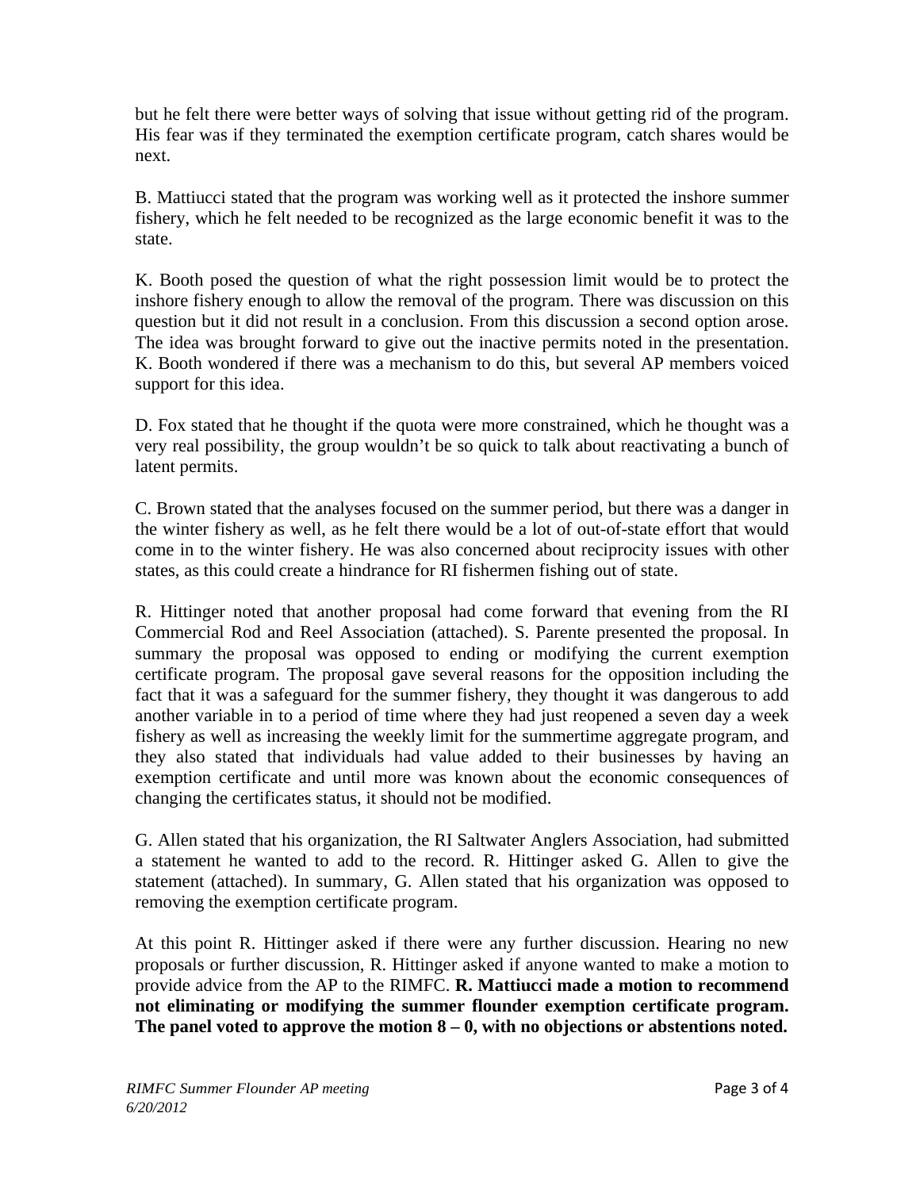but he felt there were better ways of solving that issue without getting rid of the program. His fear was if they terminated the exemption certificate program, catch shares would be next.

B. Mattiucci stated that the program was working well as it protected the inshore summer fishery, which he felt needed to be recognized as the large economic benefit it was to the state.

K. Booth posed the question of what the right possession limit would be to protect the inshore fishery enough to allow the removal of the program. There was discussion on this question but it did not result in a conclusion. From this discussion a second option arose. The idea was brought forward to give out the inactive permits noted in the presentation. K. Booth wondered if there was a mechanism to do this, but several AP members voiced support for this idea.

D. Fox stated that he thought if the quota were more constrained, which he thought was a very real possibility, the group wouldn't be so quick to talk about reactivating a bunch of latent permits.

C. Brown stated that the analyses focused on the summer period, but there was a danger in the winter fishery as well, as he felt there would be a lot of out-of-state effort that would come in to the winter fishery. He was also concerned about reciprocity issues with other states, as this could create a hindrance for RI fishermen fishing out of state.

R. Hittinger noted that another proposal had come forward that evening from the RI Commercial Rod and Reel Association (attached). S. Parente presented the proposal. In summary the proposal was opposed to ending or modifying the current exemption certificate program. The proposal gave several reasons for the opposition including the fact that it was a safeguard for the summer fishery, they thought it was dangerous to add another variable in to a period of time where they had just reopened a seven day a week fishery as well as increasing the weekly limit for the summertime aggregate program, and they also stated that individuals had value added to their businesses by having an exemption certificate and until more was known about the economic consequences of changing the certificates status, it should not be modified.

G. Allen stated that his organization, the RI Saltwater Anglers Association, had submitted a statement he wanted to add to the record. R. Hittinger asked G. Allen to give the statement (attached). In summary, G. Allen stated that his organization was opposed to removing the exemption certificate program.

At this point R. Hittinger asked if there were any further discussion. Hearing no new proposals or further discussion, R. Hittinger asked if anyone wanted to make a motion to provide advice from the AP to the RIMFC. **R. Mattiucci made a motion to recommend not eliminating or modifying the summer flounder exemption certificate program. The panel voted to approve the motion 8 – 0, with no objections or abstentions noted.**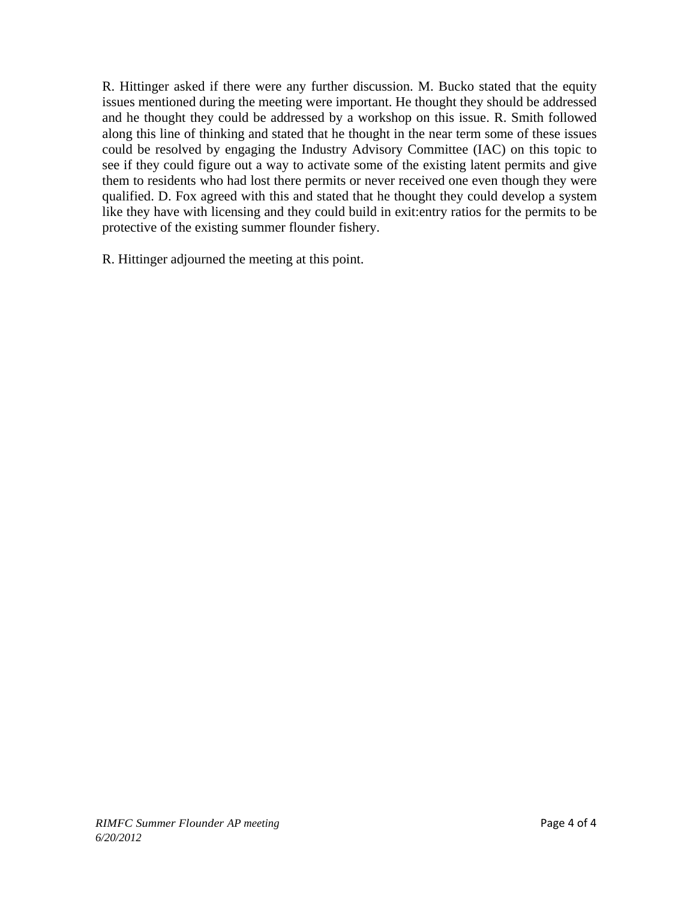R. Hittinger asked if there were any further discussion. M. Bucko stated that the equity issues mentioned during the meeting were important. He thought they should be addressed and he thought they could be addressed by a workshop on this issue. R. Smith followed along this line of thinking and stated that he thought in the near term some of these issues could be resolved by engaging the Industry Advisory Committee (IAC) on this topic to see if they could figure out a way to activate some of the existing latent permits and give them to residents who had lost there permits or never received one even though they were qualified. D. Fox agreed with this and stated that he thought they could develop a system like they have with licensing and they could build in exit:entry ratios for the permits to be protective of the existing summer flounder fishery.

R. Hittinger adjourned the meeting at this point.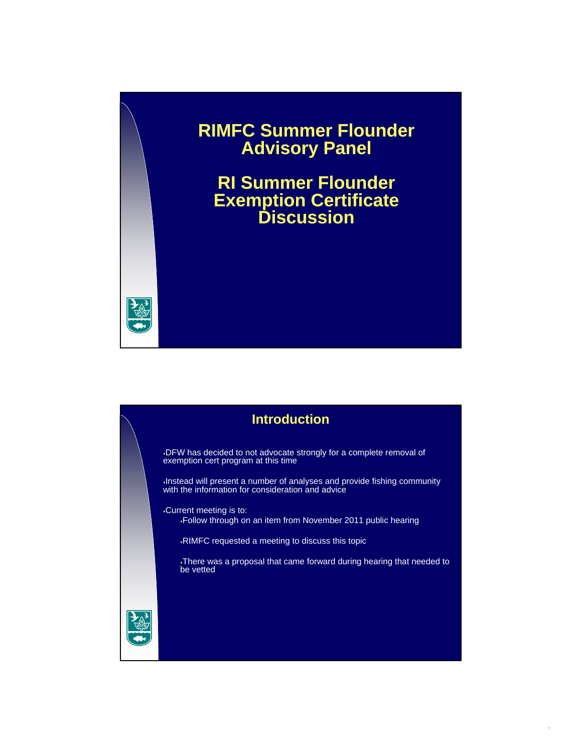# RIMFC Summer Flounder Advisory Panel

## RI Summer Flounder Exemption Certificate Discussion

## Introduction

- DFW has decided to not advocate strongly for a complete removal of exemption cert program at this time
- Instead will present a number of analyses and provide fishing community with the information for consideration and advice
- Current meeting is to:
  - Follow through on an item from November 2011 public hearing
  - RIMFC requested a meeting to discuss this topic
  - There was a proposal that came forward during hearing that needed to be vetted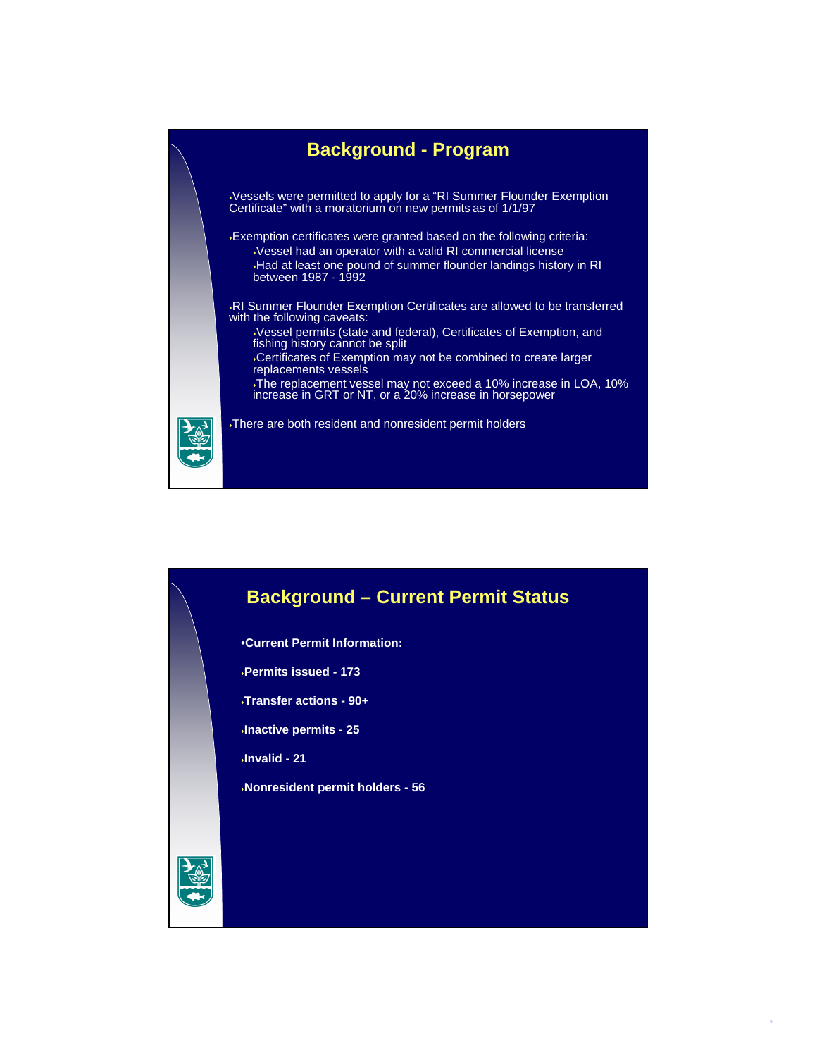## Background - Program

- Vessels were permitted to apply for a "RI Summer Flounder Exemption Certificate" with a moratorium on new permits as of 1/1/97
- Exemption certificates were granted based on the following criteria:
  - Vessel had an operator with a valid RI commercial license
  - Had at least one pound of summer flounder landings history in RI between 1987 - 1992
- RI Summer Flounder Exemption Certificates are allowed to be transferred with the following caveats:
  - Vessel permits (state and federal), Certificates of Exemption, and fishing history cannot be split
  - Certificates of Exemption may not be combined to create larger replacements vessels
  - The replacement vessel may not exceed a 10% increase in LOA, 10% increase in GRT or NT, or a 20% increase in horsepower
- There are both resident and nonresident permit holders

## Background – Current Permit Status

- **Current Permit Information:**
- **Permits issued - 173**
- **Transfer actions - 90+**
- **Inactive permits - 25**
- **Invalid - 21**
- **Nonresident permit holders - 56**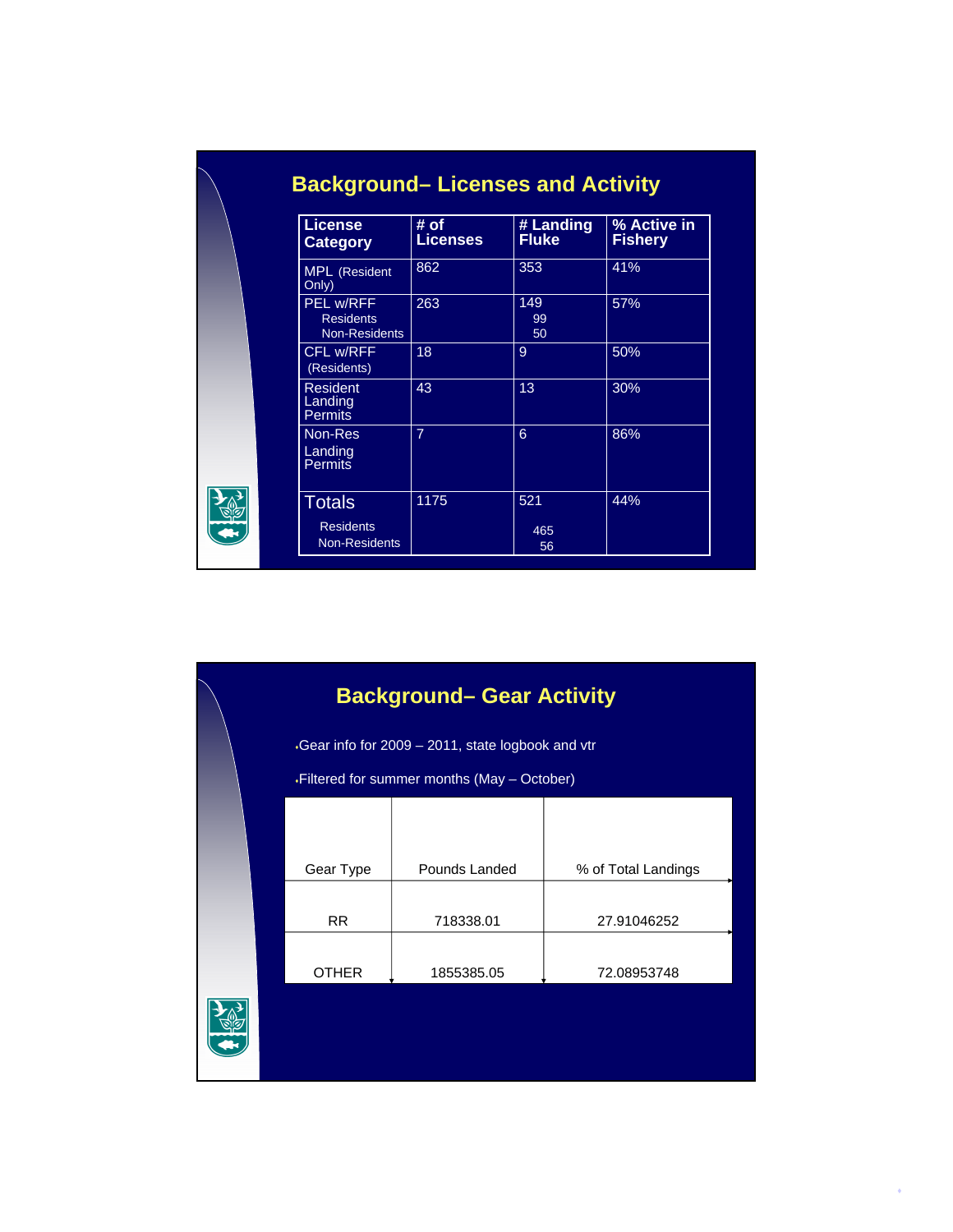## Background– Licenses and Activity

| License Category | # of Licenses | # Landing Fluke | % Active in Fishery |
|---|---|---|---|
| MPL (Resident Only) | 862 | 353 | 41% |
| PEL w/RFF<br>Residents<br>Non-Residents | 263 | 149<br>99<br>50 | 57% |
| CFL w/RFF (Residents) | 18 | 9 | 50% |
| Resident Landing Permits | 43 | 13 | 30% |
| Non-Res Landing Permits | 7 | 6 | 86% |
| Totals<br>Residents<br>Non-Residents | 1175 | 521<br>465<br>56 | 44% |

## Background– Gear Activity

- Gear info for 2009 – 2011, state logbook and vtr
- Filtered for summer months (May – October)

| Gear Type | Pounds Landed | % of Total Landings |
|---|---|---|
| RR | 718338.01 | 27.91046252 |
| OTHER | 1855385.05 | 72.08953748 |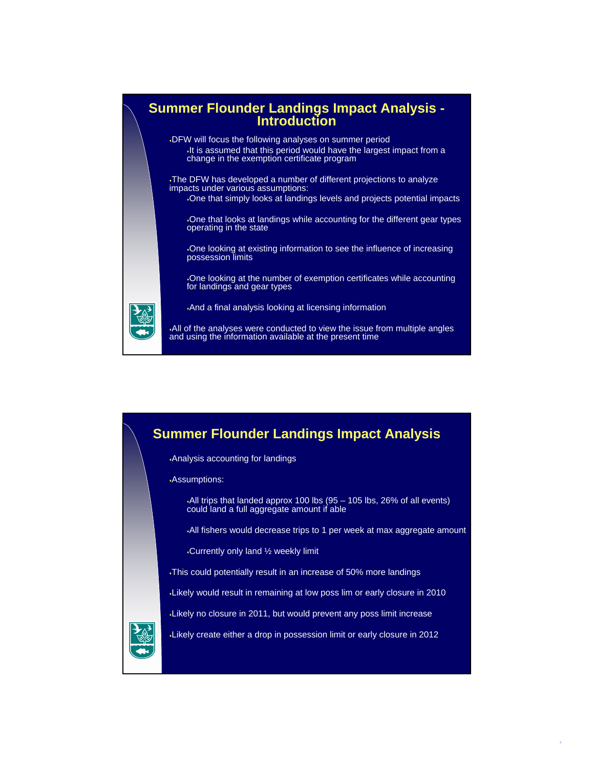## Summer Flounder Landings Impact Analysis - Introduction

- DFW will focus the following analyses on summer period
  - It is assumed that this period would have the largest impact from a change in the exemption certificate program
- The DFW has developed a number of different projections to analyze impacts under various assumptions:
  - One that simply looks at landings levels and projects potential impacts
  - One that looks at landings while accounting for the different gear types operating in the state
  - One looking at existing information to see the influence of increasing possession limits
  - One looking at the number of exemption certificates while accounting for landings and gear types
  - And a final analysis looking at licensing information
- All of the analyses were conducted to view the issue from multiple angles and using the information available at the present time

## Summer Flounder Landings Impact Analysis

- Analysis accounting for landings
- Assumptions:
  - All trips that landed approx 100 lbs (95 – 105 lbs, 26% of all events) could land a full aggregate amount if able
  - All fishers would decrease trips to 1 per week at max aggregate amount
  - Currently only land ½ weekly limit
- This could potentially result in an increase of 50% more landings
- Likely would result in remaining at low poss lim or early closure in 2010
- Likely no closure in 2011, but would prevent any poss limit increase
- Likely create either a drop in possession limit or early closure in 2012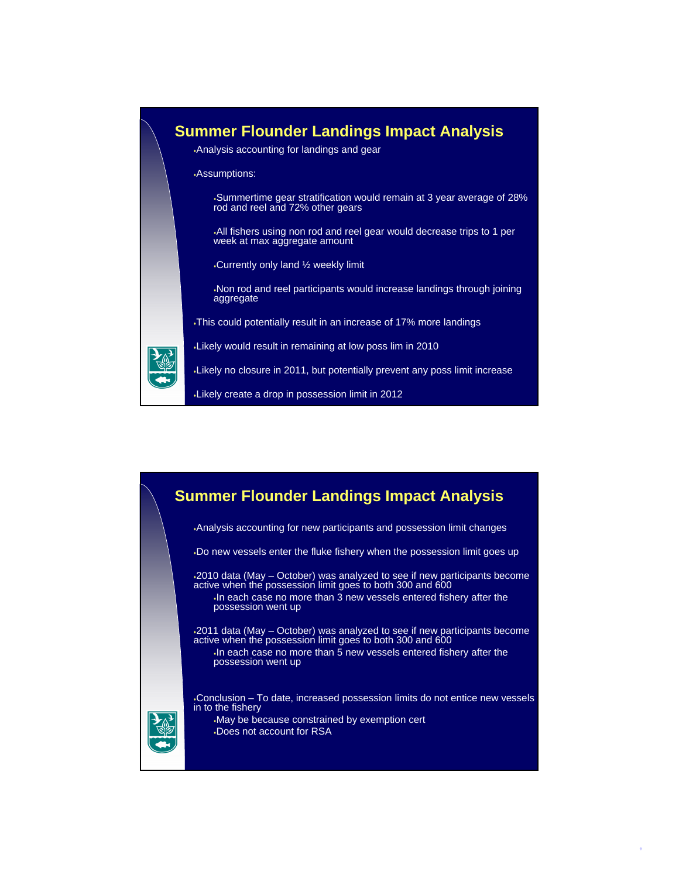## Summer Flounder Landings Impact Analysis

- Analysis accounting for landings and gear
- Assumptions:
  - Summertime gear stratification would remain at 3 year average of 28% rod and reel and 72% other gears
  - All fishers using non rod and reel gear would decrease trips to 1 per week at max aggregate amount
  - Currently only land ½ weekly limit
  - Non rod and reel participants would increase landings through joining aggregate
- This could potentially result in an increase of 17% more landings
- Likely would result in remaining at low poss lim in 2010
- Likely no closure in 2011, but potentially prevent any poss limit increase
- Likely create a drop in possession limit in 2012

## Summer Flounder Landings Impact Analysis

- Analysis accounting for new participants and possession limit changes
- Do new vessels enter the fluke fishery when the possession limit goes up
- 2010 data (May – October) was analyzed to see if new participants become active when the possession limit goes to both 300 and 600
  - In each case no more than 3 new vessels entered fishery after the possession went up
- 2011 data (May – October) was analyzed to see if new participants become active when the possession limit goes to both 300 and 600
  - In each case no more than 5 new vessels entered fishery after the possession went up
- Conclusion – To date, increased possession limits do not entice new vessels in to the fishery
  - May be because constrained by exemption cert
  - Does not account for RSA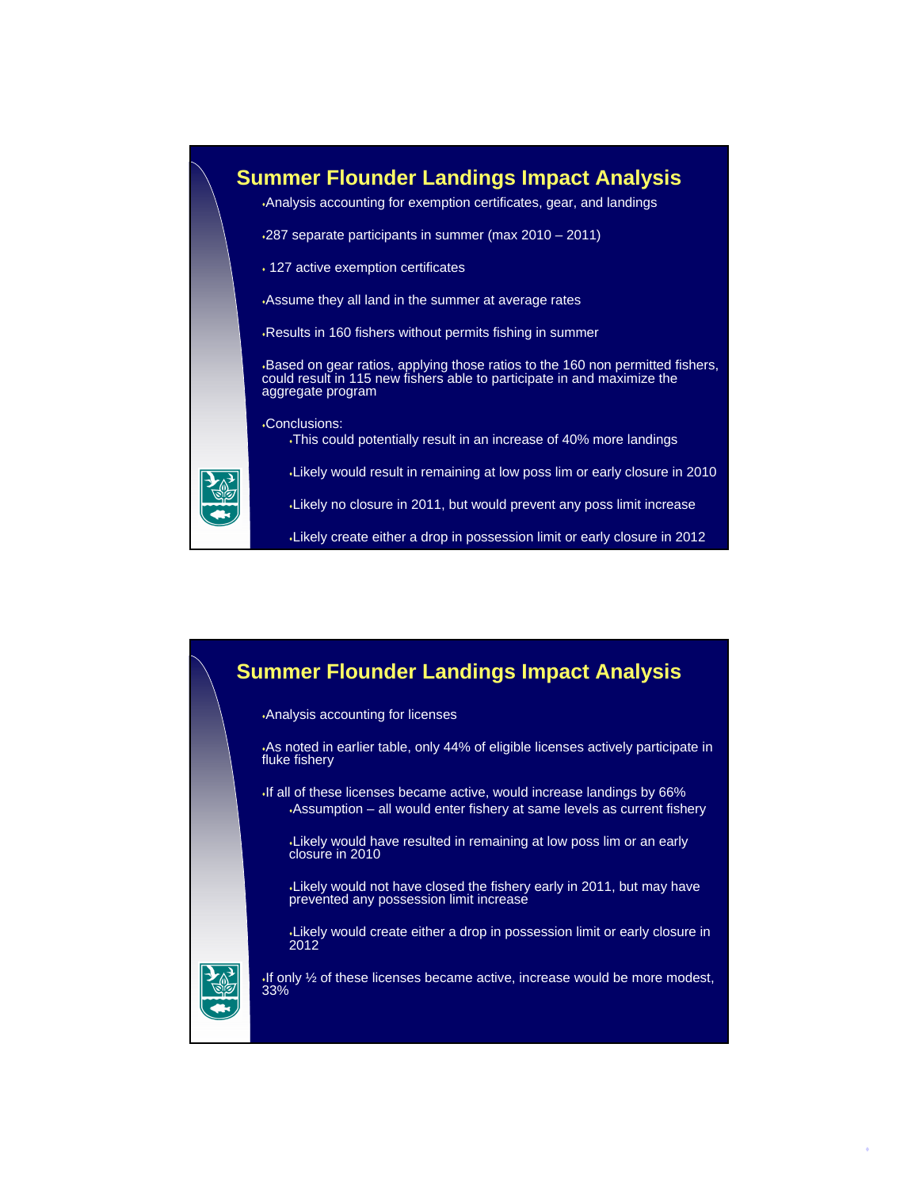## Summer Flounder Landings Impact Analysis

- Analysis accounting for exemption certificates, gear, and landings
- 287 separate participants in summer (max 2010 – 2011)
- 127 active exemption certificates
- Assume they all land in the summer at average rates
- Results in 160 fishers without permits fishing in summer
- Based on gear ratios, applying those ratios to the 160 non permitted fishers, could result in 115 new fishers able to participate in and maximize the aggregate program
- Conclusions:
  - This could potentially result in an increase of 40% more landings
  - Likely would result in remaining at low poss lim or early closure in 2010
  - Likely no closure in 2011, but would prevent any poss limit increase
  - Likely create either a drop in possession limit or early closure in 2012

## Summer Flounder Landings Impact Analysis

- Analysis accounting for licenses
- As noted in earlier table, only 44% of eligible licenses actively participate in fluke fishery
- If all of these licenses became active, would increase landings by 66%
  - Assumption – all would enter fishery at same levels as current fishery
  - Likely would have resulted in remaining at low poss lim or an early closure in 2010
  - Likely would not have closed the fishery early in 2011, but may have prevented any possession limit increase
  - Likely would create either a drop in possession limit or early closure in 2012
- If only ½ of these licenses became active, increase would be more modest, 33%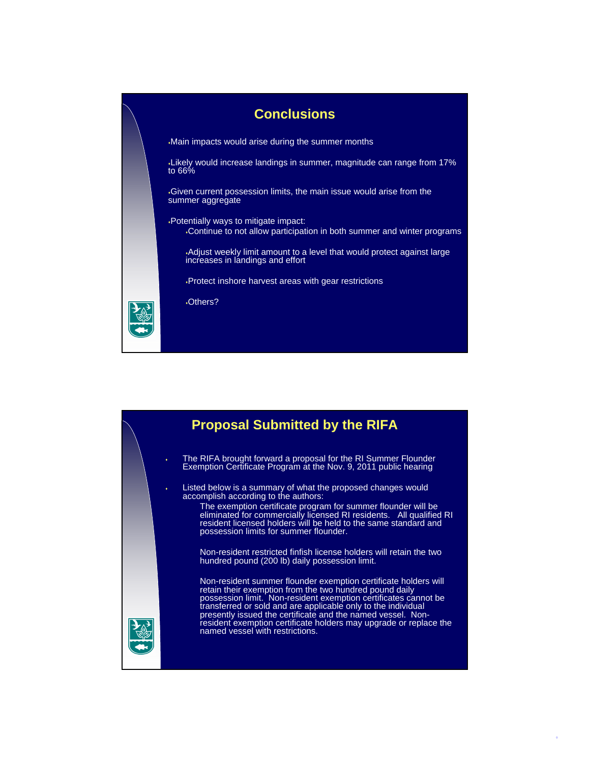## Conclusions

- Main impacts would arise during the summer months
- Likely would increase landings in summer, magnitude can range from 17% to 66%
- Given current possession limits, the main issue would arise from the summer aggregate
- Potentially ways to mitigate impact:
  - Continue to not allow participation in both summer and winter programs
  - Adjust weekly limit amount to a level that would protect against large increases in landings and effort
  - Protect inshore harvest areas with gear restrictions
  - Others?

## Proposal Submitted by the RIFA

- The RIFA brought forward a proposal for the RI Summer Flounder Exemption Certificate Program at the Nov. 9, 2011 public hearing
- Listed below is a summary of what the proposed changes would accomplish according to the authors:

  The exemption certificate program for summer flounder will be eliminated for commercially licensed RI residents. All qualified RI resident licensed holders will be held to the same standard and possession limits for summer flounder.

  Non-resident restricted finfish license holders will retain the two hundred pound (200 lb) daily possession limit.

  Non-resident summer flounder exemption certificate holders will retain their exemption from the two hundred pound daily possession limit. Non-resident exemption certificates cannot be transferred or sold and are applicable only to the individual presently issued the certificate and the named vessel. Non-resident exemption certificate holders may upgrade or replace the named vessel with restrictions.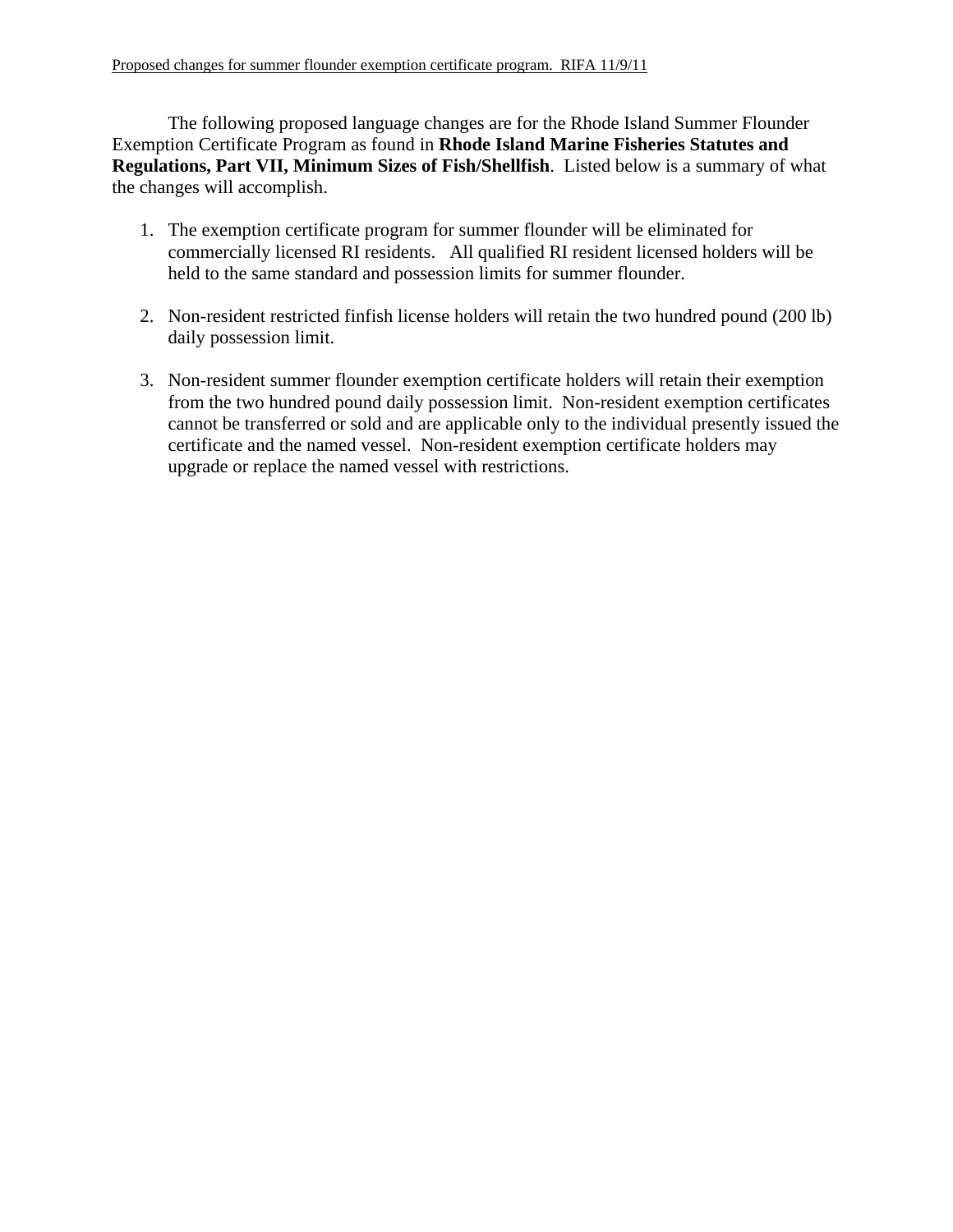Proposed changes for summer flounder exemption certificate program. RIFA 11/9/11

The following proposed language changes are for the Rhode Island Summer Flounder Exemption Certificate Program as found in **Rhode Island Marine Fisheries Statutes and Regulations, Part VII, Minimum Sizes of Fish/Shellfish**. Listed below is a summary of what the changes will accomplish.

1. The exemption certificate program for summer flounder will be eliminated for commercially licensed RI residents. All qualified RI resident licensed holders will be held to the same standard and possession limits for summer flounder.

2. Non-resident restricted finfish license holders will retain the two hundred pound (200 lb) daily possession limit.

3. Non-resident summer flounder exemption certificate holders will retain their exemption from the two hundred pound daily possession limit. Non-resident exemption certificates cannot be transferred or sold and are applicable only to the individual presently issued the certificate and the named vessel. Non-resident exemption certificate holders may upgrade or replace the named vessel with restrictions.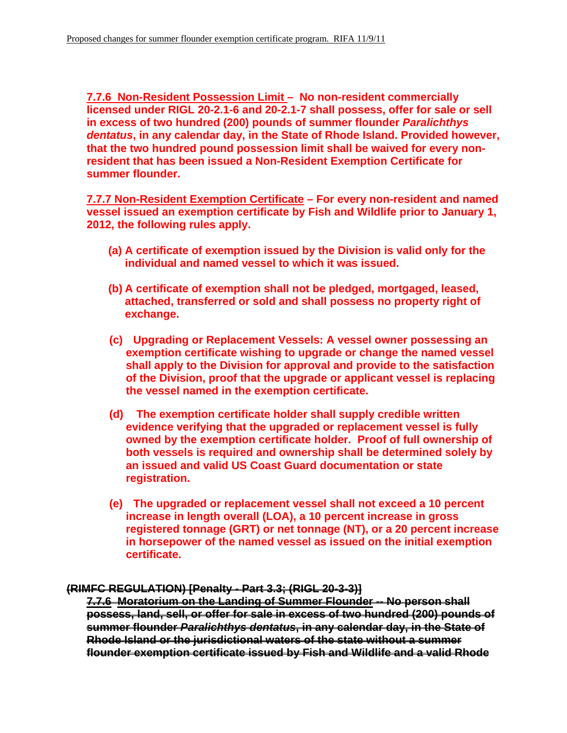**7.7.6 Non-Resident Possession Limit – No non-resident commercially licensed under RIGL 20-2.1-6 and 20-2.1-7 shall possess, offer for sale or sell in excess of two hundred (200) pounds of summer flounder *Paralichthys dentatus*, in any calendar day, in the State of Rhode Island. Provided however, that the two hundred pound possession limit shall be waived for every non-resident that has been issued a Non-Resident Exemption Certificate for summer flounder.**

**7.7.7 Non-Resident Exemption Certificate – For every non-resident and named vessel issued an exemption certificate by Fish and Wildlife prior to January 1, 2012, the following rules apply.**

**(a) A certificate of exemption issued by the Division is valid only for the individual and named vessel to which it was issued.**

**(b) A certificate of exemption shall not be pledged, mortgaged, leased, attached, transferred or sold and shall possess no property right of exchange.**

**(c) Upgrading or Replacement Vessels: A vessel owner possessing an exemption certificate wishing to upgrade or change the named vessel shall apply to the Division for approval and provide to the satisfaction of the Division, proof that the upgrade or applicant vessel is replacing the vessel named in the exemption certificate.**

**(d) The exemption certificate holder shall supply credible written evidence verifying that the upgraded or replacement vessel is fully owned by the exemption certificate holder. Proof of full ownership of both vessels is required and ownership shall be determined solely by an issued and valid US Coast Guard documentation or state registration.**

**(e) The upgraded or replacement vessel shall not exceed a 10 percent increase in length overall (LOA), a 10 percent increase in gross registered tonnage (GRT) or net tonnage (NT), or a 20 percent increase in horsepower of the named vessel as issued on the initial exemption certificate.**

~~**(RIMFC REGULATION) [Penalty - Part 3.3; (RIGL 20-3-3)]**~~

~~**7.7.6 Moratorium on the Landing of Summer Flounder -- No person shall possess, land, sell, or offer for sale in excess of two hundred (200) pounds of summer flounder *Paralichthys dentatus*, in any calendar day, in the State of Rhode Island or the jurisdictional waters of the state without a summer flounder exemption certificate issued by Fish and Wildlife and a valid Rhode**~~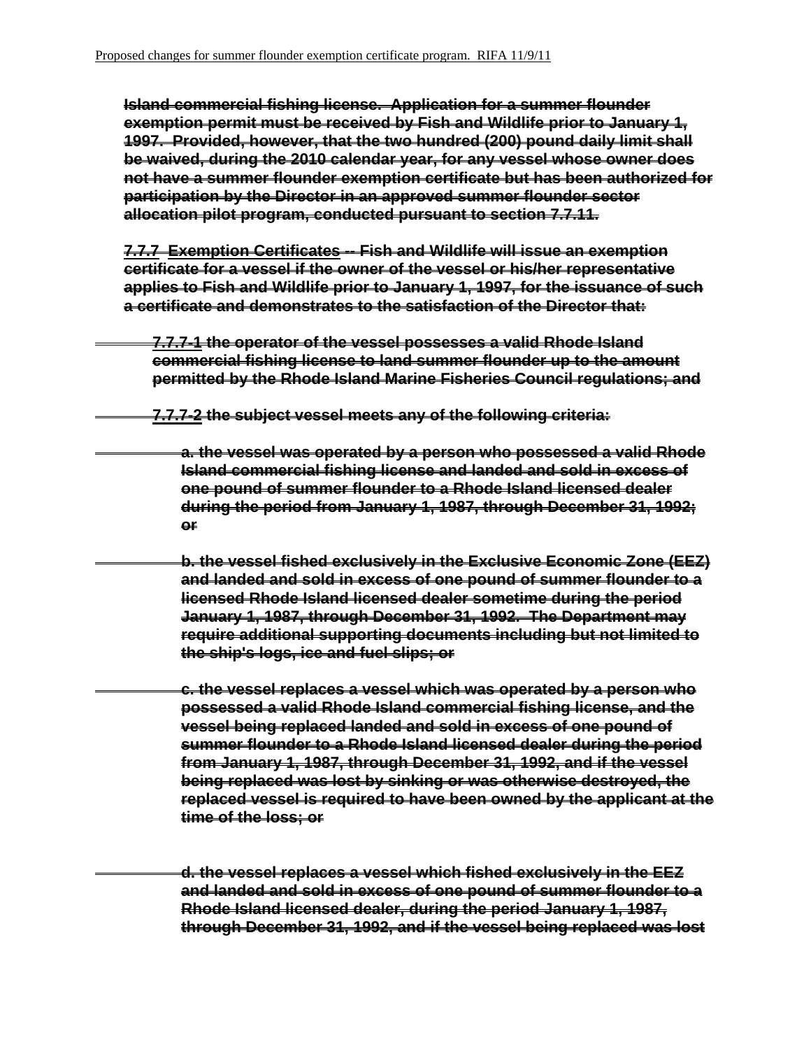~~**Island commercial fishing license. Application for a summer flounder exemption permit must be received by Fish and Wildlife prior to January 1, 1997. Provided, however, that the two hundred (200) pound daily limit shall be waived, during the 2010 calendar year, for any vessel whose owner does not have a summer flounder exemption certificate but has been authorized for participation by the Director in an approved summer flounder sector allocation pilot program, conducted pursuant to section 7.7.11.**~~

~~**7.7.7 Exemption Certificates -- Fish and Wildlife will issue an exemption certificate for a vessel if the owner of the vessel or his/her representative applies to Fish and Wildlife prior to January 1, 1997, for the issuance of such a certificate and demonstrates to the satisfaction of the Director that:**~~

~~**7.7.7-1 the operator of the vessel possesses a valid Rhode Island commercial fishing license to land summer flounder up to the amount permitted by the Rhode Island Marine Fisheries Council regulations; and**~~

~~**7.7.7-2 the subject vessel meets any of the following criteria:**~~

~~**a. the vessel was operated by a person who possessed a valid Rhode Island commercial fishing license and landed and sold in excess of one pound of summer flounder to a Rhode Island licensed dealer during the period from January 1, 1987, through December 31, 1992; or**~~

~~**b. the vessel fished exclusively in the Exclusive Economic Zone (EEZ) and landed and sold in excess of one pound of summer flounder to a licensed Rhode Island licensed dealer sometime during the period January 1, 1987, through December 31, 1992. The Department may require additional supporting documents including but not limited to the ship's logs, ice and fuel slips; or**~~

~~**c. the vessel replaces a vessel which was operated by a person who possessed a valid Rhode Island commercial fishing license, and the vessel being replaced landed and sold in excess of one pound of summer flounder to a Rhode Island licensed dealer during the period from January 1, 1987, through December 31, 1992, and if the vessel being replaced was lost by sinking or was otherwise destroyed, the replaced vessel is required to have been owned by the applicant at the time of the loss; or**~~

~~**d. the vessel replaces a vessel which fished exclusively in the EEZ and landed and sold in excess of one pound of summer flounder to a Rhode Island licensed dealer, during the period January 1, 1987, through December 31, 1992, and if the vessel being replaced was lost**~~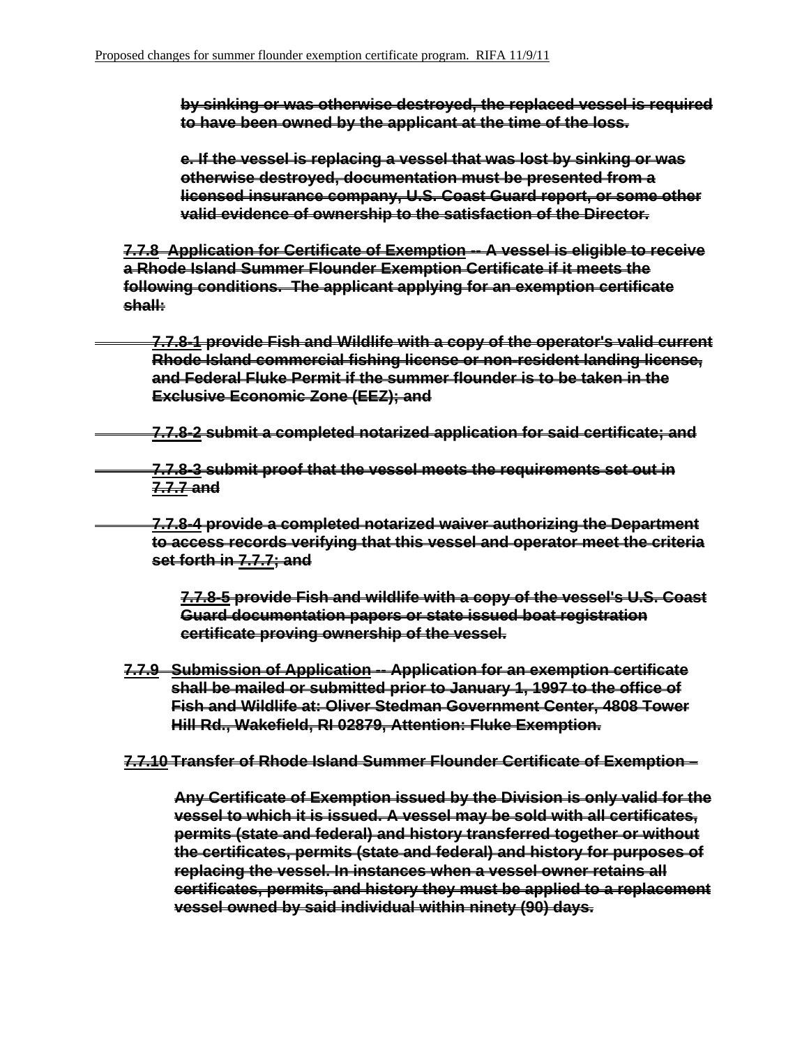~~**by sinking or was otherwise destroyed, the replaced vessel is required to have been owned by the applicant at the time of the loss.**~~

~~**e. If the vessel is replacing a vessel that was lost by sinking or was otherwise destroyed, documentation must be presented from a licensed insurance company, U.S. Coast Guard report, or some other valid evidence of ownership to the satisfaction of the Director.**~~

~~**7.7.8 Application for Certificate of Exemption -- A vessel is eligible to receive a Rhode Island Summer Flounder Exemption Certificate if it meets the following conditions. The applicant applying for an exemption certificate shall:**~~

~~**7.7.8-1 provide Fish and Wildlife with a copy of the operator's valid current Rhode Island commercial fishing license or non-resident landing license, and Federal Fluke Permit if the summer flounder is to be taken in the Exclusive Economic Zone (EEZ); and**~~

~~**7.7.8-2 submit a completed notarized application for said certificate; and**~~

~~**7.7.8-3 submit proof that the vessel meets the requirements set out in 7.7.7 and**~~

~~**7.7.8-4 provide a completed notarized waiver authorizing the Department to access records verifying that this vessel and operator meet the criteria set forth in 7.7.7; and**~~

~~**7.7.8-5 provide Fish and wildlife with a copy of the vessel's U.S. Coast Guard documentation papers or state issued boat registration certificate proving ownership of the vessel.**~~

~~**7.7.9 Submission of Application -- Application for an exemption certificate shall be mailed or submitted prior to January 1, 1997 to the office of Fish and Wildlife at: Oliver Stedman Government Center, 4808 Tower Hill Rd., Wakefield, RI 02879, Attention: Fluke Exemption.**~~

~~**7.7.10 Transfer of Rhode Island Summer Flounder Certificate of Exemption –**~~

~~**Any Certificate of Exemption issued by the Division is only valid for the vessel to which it is issued. A vessel may be sold with all certificates, permits (state and federal) and history transferred together or without the certificates, permits (state and federal) and history for purposes of replacing the vessel. In instances when a vessel owner retains all certificates, permits, and history they must be applied to a replacement vessel owned by said individual within ninety (90) days.**~~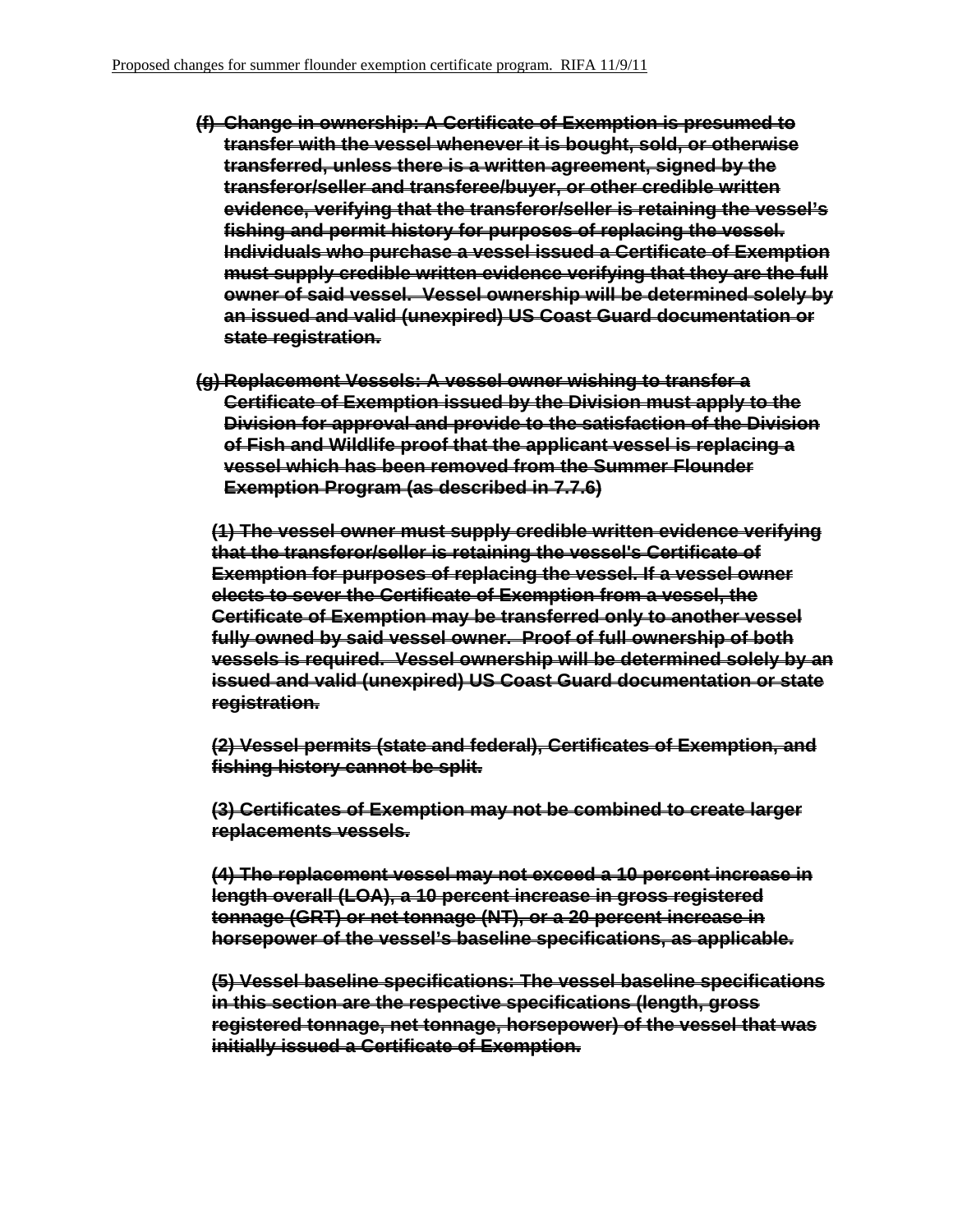Proposed changes for summer flounder exemption certificate program. RIFA 11/9/11

**~~(f) Change in ownership: A Certificate of Exemption is presumed to transfer with the vessel whenever it is bought, sold, or otherwise transferred, unless there is a written agreement, signed by the transferor/seller and transferee/buyer, or other credible written evidence, verifying that the transferor/seller is retaining the vessel's fishing and permit history for purposes of replacing the vessel. Individuals who purchase a vessel issued a Certificate of Exemption must supply credible written evidence verifying that they are the full owner of said vessel. Vessel ownership will be determined solely by an issued and valid (unexpired) US Coast Guard documentation or state registration.~~**

**~~(g) Replacement Vessels: A vessel owner wishing to transfer a Certificate of Exemption issued by the Division must apply to the Division for approval and provide to the satisfaction of the Division of Fish and Wildlife proof that the applicant vessel is replacing a vessel which has been removed from the Summer Flounder Exemption Program (as described in 7.7.6)~~**

**~~(1) The vessel owner must supply credible written evidence verifying that the transferor/seller is retaining the vessel's Certificate of Exemption for purposes of replacing the vessel. If a vessel owner elects to sever the Certificate of Exemption from a vessel, the Certificate of Exemption may be transferred only to another vessel fully owned by said vessel owner. Proof of full ownership of both vessels is required. Vessel ownership will be determined solely by an issued and valid (unexpired) US Coast Guard documentation or state registration.~~**

**~~(2) Vessel permits (state and federal), Certificates of Exemption, and fishing history cannot be split.~~**

**~~(3) Certificates of Exemption may not be combined to create larger replacements vessels.~~**

**~~(4) The replacement vessel may not exceed a 10 percent increase in length overall (LOA), a 10 percent increase in gross registered tonnage (GRT) or net tonnage (NT), or a 20 percent increase in horsepower of the vessel's baseline specifications, as applicable.~~**

**~~(5) Vessel baseline specifications: The vessel baseline specifications in this section are the respective specifications (length, gross registered tonnage, net tonnage, horsepower) of the vessel that was initially issued a Certificate of Exemption.~~**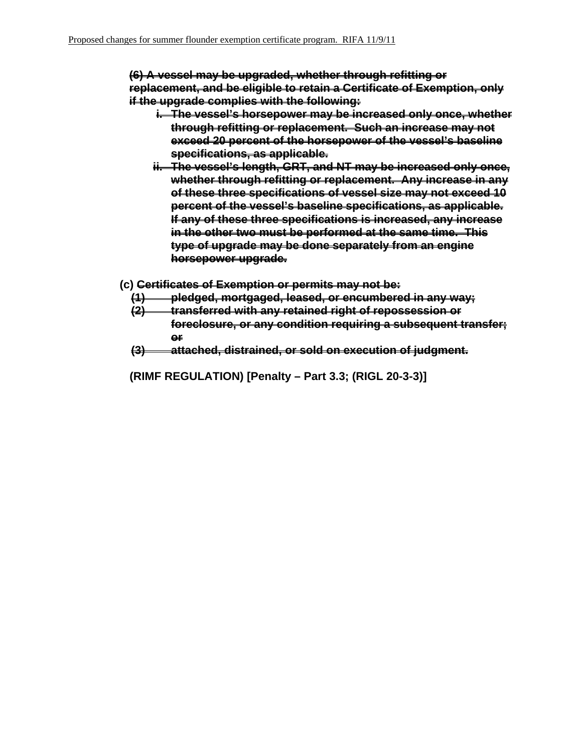~~**(6) A vessel may be upgraded, whether through refitting or replacement, and be eligible to retain a Certificate of Exemption, only if the upgrade complies with the following:**~~

- ~~**i. The vessel's horsepower may be increased only once, whether through refitting or replacement. Such an increase may not exceed 20 percent of the horsepower of the vessel's baseline specifications, as applicable.**~~
- ~~**ii. The vessel's length, GRT, and NT may be increased only once, whether through refitting or replacement. Any increase in any of these three specifications of vessel size may not exceed 10 percent of the vessel's baseline specifications, as applicable. If any of these three specifications is increased, any increase in the other two must be performed at the same time. This type of upgrade may be done separately from an engine horsepower upgrade.**~~

**(c)** ~~**Certificates of Exemption or permits may not be:**~~

- ~~**(1) pledged, mortgaged, leased, or encumbered in any way;**~~
- ~~**(2) transferred with any retained right of repossession or foreclosure, or any condition requiring a subsequent transfer; or**~~
- ~~**(3) attached, distrained, or sold on execution of judgment.**~~

**(RIMF REGULATION) [Penalty – Part 3.3; (RIGL 20-3-3)]**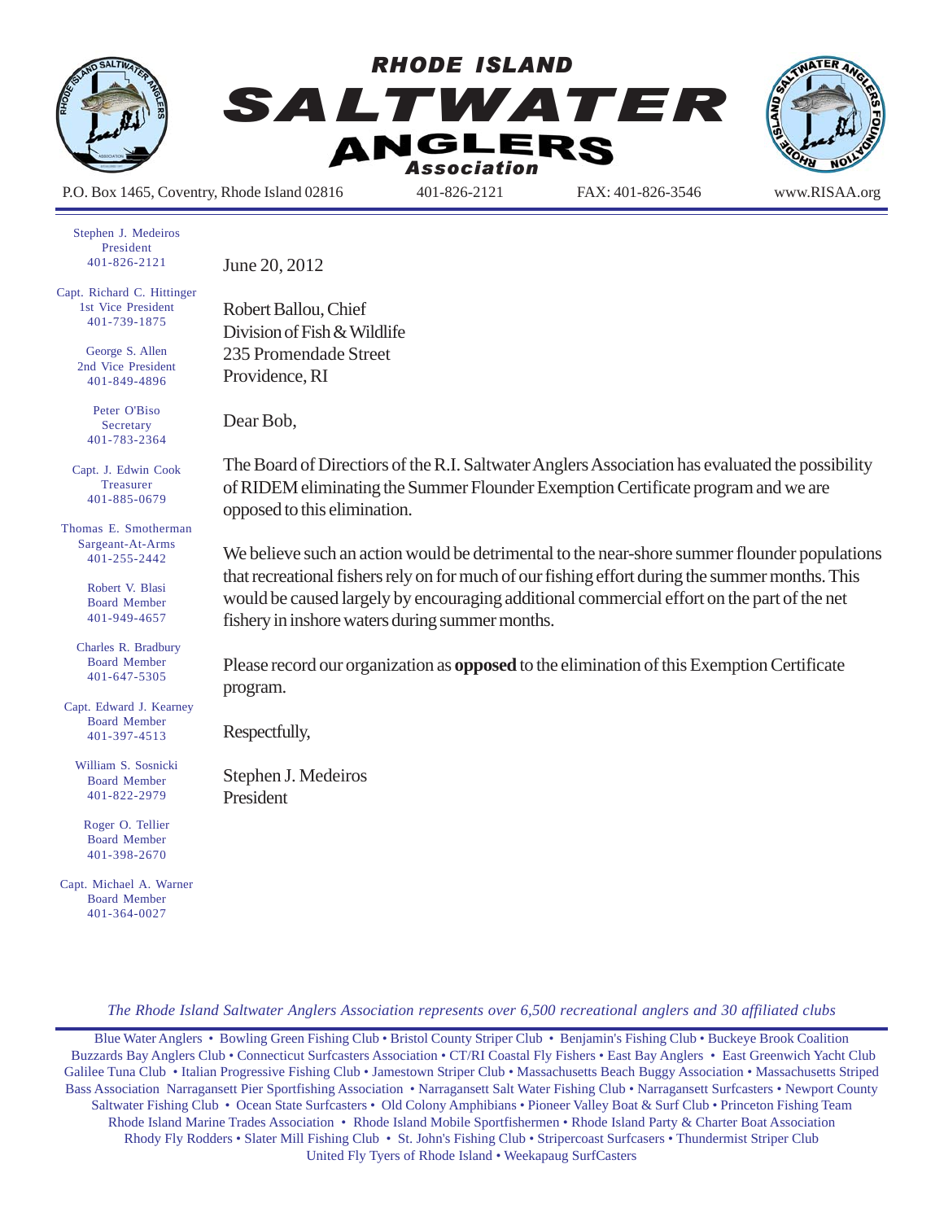# RHODE ISLAND SALTWATER ANGLERS Association

P.O. Box 1465, Coventry, Rhode Island 02816 | 401-826-2121 | FAX: 401-826-3546 | www.RISAA.org

Stephen J. Medeiros
President
401-826-2121

Capt. Richard C. Hittinger
1st Vice President
401-739-1875

George S. Allen
2nd Vice President
401-849-4896

Peter O'Biso
Secretary
401-783-2364

Capt. J. Edwin Cook
Treasurer
401-885-0679

Thomas E. Smotherman
Sargeant-At-Arms
401-255-2442

Robert V. Blasi
Board Member
401-949-4657

Charles R. Bradbury
Board Member
401-647-5305

Capt. Edward J. Kearney
Board Member
401-397-4513

William S. Sosnicki
Board Member
401-822-2979

Roger O. Tellier
Board Member
401-398-2670

Capt. Michael A. Warner
Board Member
401-364-0027

June 20, 2012

Robert Ballou, Chief
Division of Fish & Wildlife
235 Promendade Street
Providence, RI

Dear Bob,

The Board of Directions of the R.I. Saltwater Anglers Association has evaluated the possibility of RIDEM eliminating the Summer Flounder Exemption Certificate program and we are opposed to this elimination.

We believe such an action would be detrimental to the near-shore summer flounder populations that recreational fishers rely on for much of our fishing effort during the summer months. This would be caused largely by encouraging additional commercial effort on the part of the net fishery in inshore waters during summer months.

Please record our organization as **opposed** to the elimination of this Exemption Certificate program.

Respectfully,

Stephen J. Medeiros
President

*The Rhode Island Saltwater Anglers Association represents over 6,500 recreational anglers and 30 affiliated clubs*

Blue Water Anglers • Bowling Green Fishing Club • Bristol County Striper Club • Benjamin's Fishing Club • Buckeye Brook Coalition Buzzards Bay Anglers Club • Connecticut Surfcasters Association • CT/RI Coastal Fly Fishers • East Bay Anglers • East Greenwich Yacht Club Galilee Tuna Club • Italian Progressive Fishing Club • Jamestown Striper Club • Massachusetts Beach Buggy Association • Massachusetts Striped Bass Association Narragansett Pier Sportfishing Association • Narragansett Salt Water Fishing Club • Narragansett Surfcasters • Newport County Saltwater Fishing Club • Ocean State Surfcasters • Old Colony Amphibians • Pioneer Valley Boat & Surf Club • Princeton Fishing Team Rhode Island Marine Trades Association • Rhode Island Mobile Sportfishermen • Rhode Island Party & Charter Boat Association Rhody Fly Rodders • Slater Mill Fishing Club • St. John's Fishing Club • Stripercoast Surfcasers • Thundermist Striper Club United Fly Tyers of Rhode Island • Weekapaug SurfCasters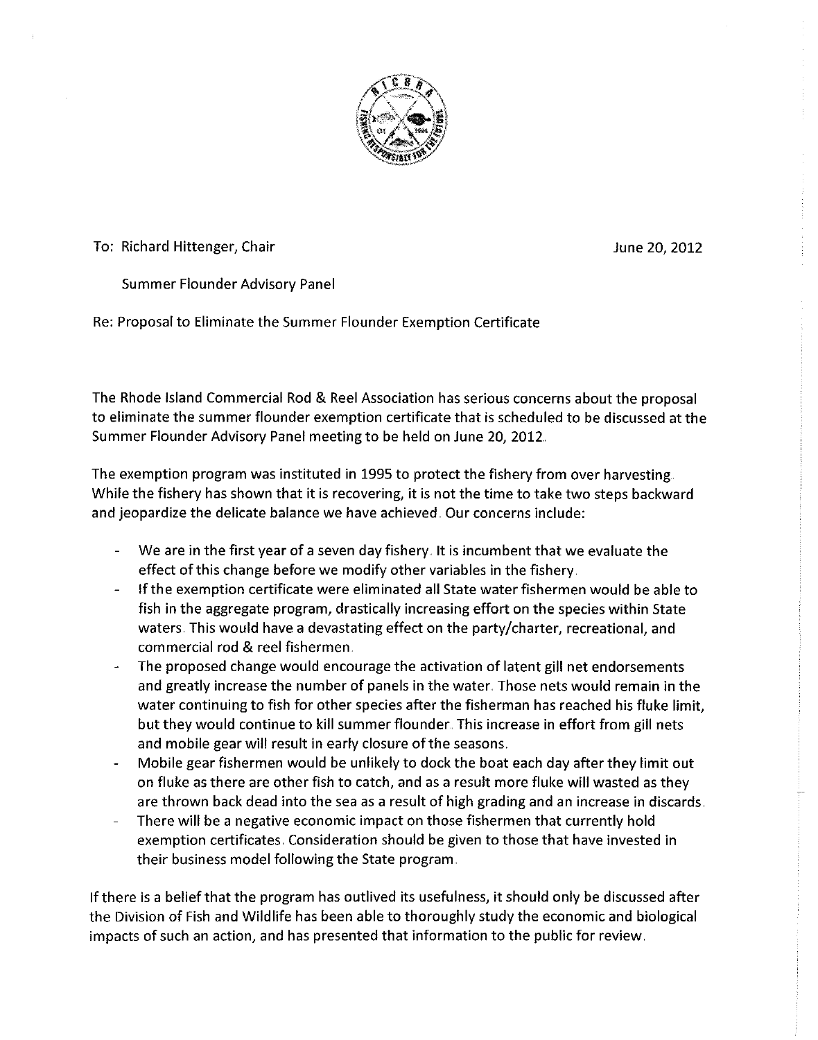To: Richard Hittenger, Chair

June 20, 2012

Summer Flounder Advisory Panel

Re: Proposal to Eliminate the Summer Flounder Exemption Certificate

The Rhode Island Commercial Rod & Reel Association has serious concerns about the proposal to eliminate the summer flounder exemption certificate that is scheduled to be discussed at the Summer Flounder Advisory Panel meeting to be held on June 20, 2012.

The exemption program was instituted in 1995 to protect the fishery from over harvesting. While the fishery has shown that it is recovering, it is not the time to take two steps backward and jeopardize the delicate balance we have achieved. Our concerns include:

- We are in the first year of a seven day fishery. It is incumbent that we evaluate the effect of this change before we modify other variables in the fishery.
- If the exemption certificate were eliminated all State water fishermen would be able to fish in the aggregate program, drastically increasing effort on the species within State waters. This would have a devastating effect on the party/charter, recreational, and commercial rod & reel fishermen.
- The proposed change would encourage the activation of latent gill net endorsements and greatly increase the number of panels in the water. Those nets would remain in the water continuing to fish for other species after the fisherman has reached his fluke limit, but they would continue to kill summer flounder. This increase in effort from gill nets and mobile gear will result in early closure of the seasons.
- Mobile gear fishermen would be unlikely to dock the boat each day after they limit out on fluke as there are other fish to catch, and as a result more fluke will wasted as they are thrown back dead into the sea as a result of high grading and an increase in discards.
- There will be a negative economic impact on those fishermen that currently hold exemption certificates. Consideration should be given to those that have invested in their business model following the State program.

If there is a belief that the program has outlived its usefulness, it should only be discussed after the Division of Fish and Wildlife has been able to thoroughly study the economic and biological impacts of such an action, and has presented that information to the public for review.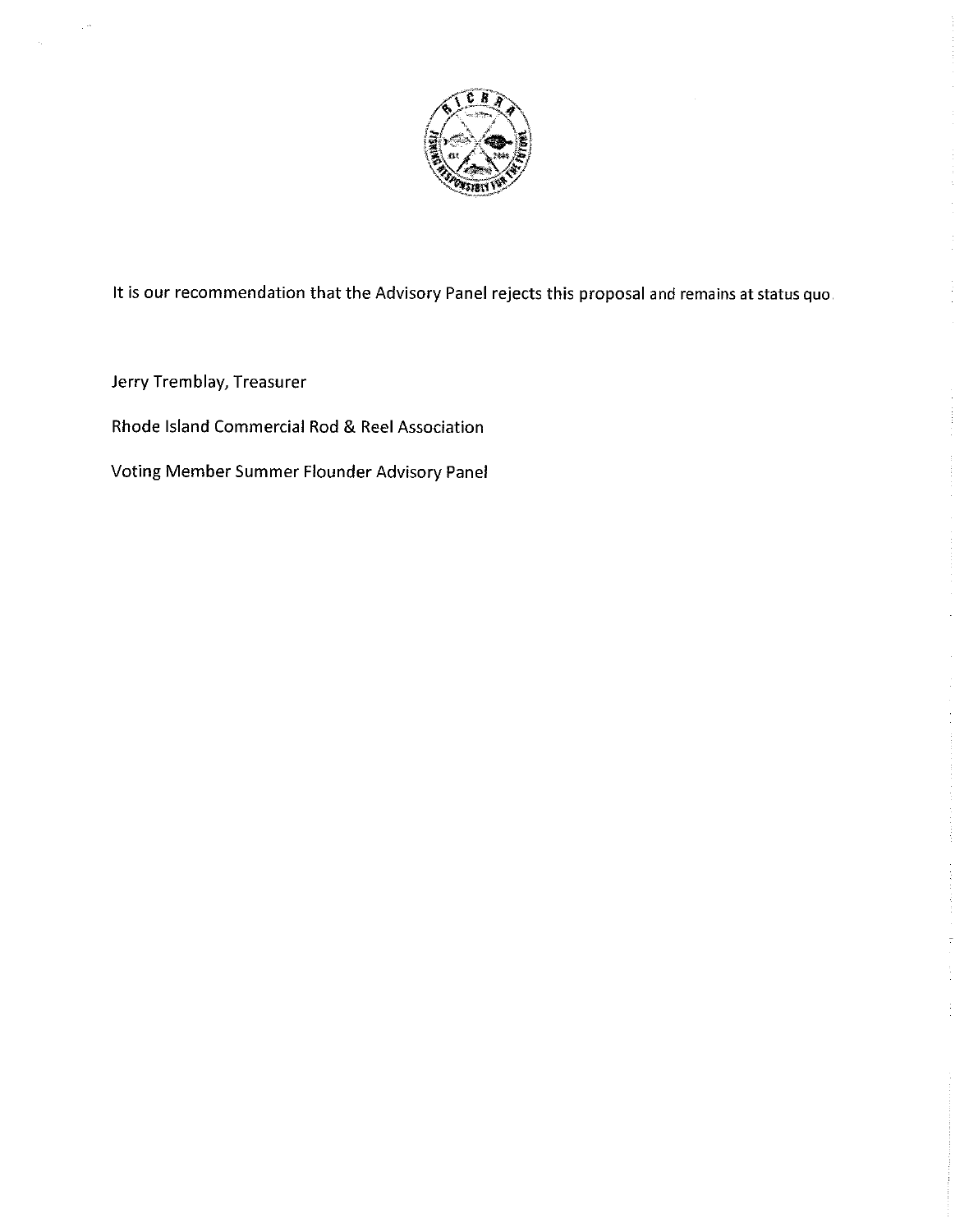It is our recommendation that the Advisory Panel rejects this proposal and remains at status quo.

Jerry Tremblay, Treasurer

Rhode Island Commercial Rod & Reel Association

Voting Member Summer Flounder Advisory Panel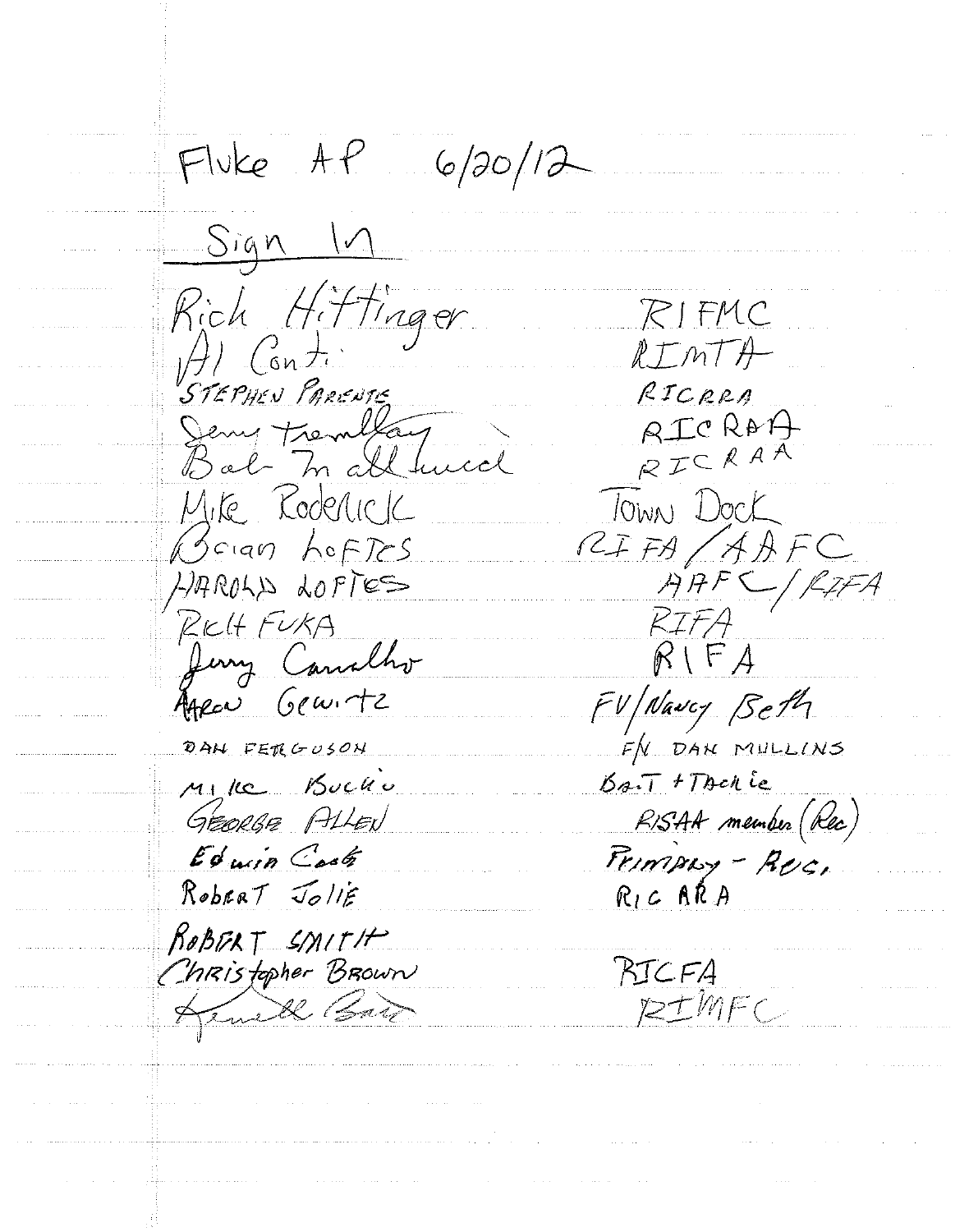Fluke AP 6/20/12

Sign In

| | |
|---|---|
| Rich Hittinger | RIFMC |
| Al Conti | RIMTA |
| STEPHEN PARENTE | RICRRA |
| Jerry Tremblay | RICRAA |
| Bob Mattlucci | RICRAA |
| Mike Roderick | Town Dock |
| Brian Loftes | RIFA / AAFC |
| HAROLD LOFTES | AAFC / RIFA |
| RICH FUKA | RIFA |
| Jerry Carvalho | RIFA |
| Aaron Gewirtz | FV/Nancy Beth |
| DAN FERGUSON | F/V DAN MULLINS |
| Mike Buckie | Bait + Tackle |
| GEORGE ALLEN | RISAA member (Rec) |
| Edwin Cooke | Primary - Rec. |
| ROBERT JOLIE | RICARA |
| ROBERT SMITH | |
| Christopher Brown | RICFA |
| Kenneth Bait | RIMFC |